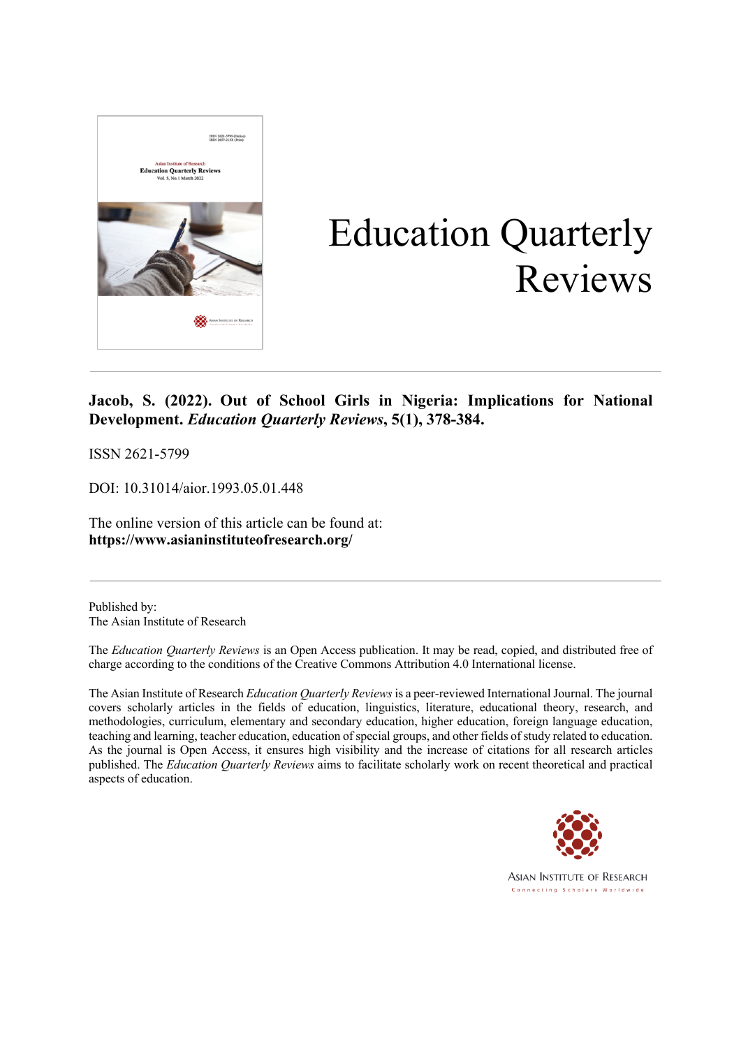# Education Quarterly Reviews

**Jacob, S. (2022). Out of School Girls in Nigeria: Implications for National Development. *Education Quarterly Reviews*, 5(1), 378-384.**

ISSN 2621-5799

DOI: 10.31014/aior.1993.05.01.448

The online version of this article can be found at:
**https://www.asianinstituteofresearch.org/**

Published by:
The Asian Institute of Research

The *Education Quarterly Reviews* is an Open Access publication. It may be read, copied, and distributed free of charge according to the conditions of the Creative Commons Attribution 4.0 International license.

The Asian Institute of Research *Education Quarterly Reviews* is a peer-reviewed International Journal. The journal covers scholarly articles in the fields of education, linguistics, literature, educational theory, research, and methodologies, curriculum, elementary and secondary education, higher education, foreign language education, teaching and learning, teacher education, education of special groups, and other fields of study related to education. As the journal is Open Access, it ensures high visibility and the increase of citations for all research articles published. The *Education Quarterly Reviews* aims to facilitate scholarly work on recent theoretical and practical aspects of education.

ASIAN INSTITUTE OF RESEARCH
Connecting Scholars Worldwide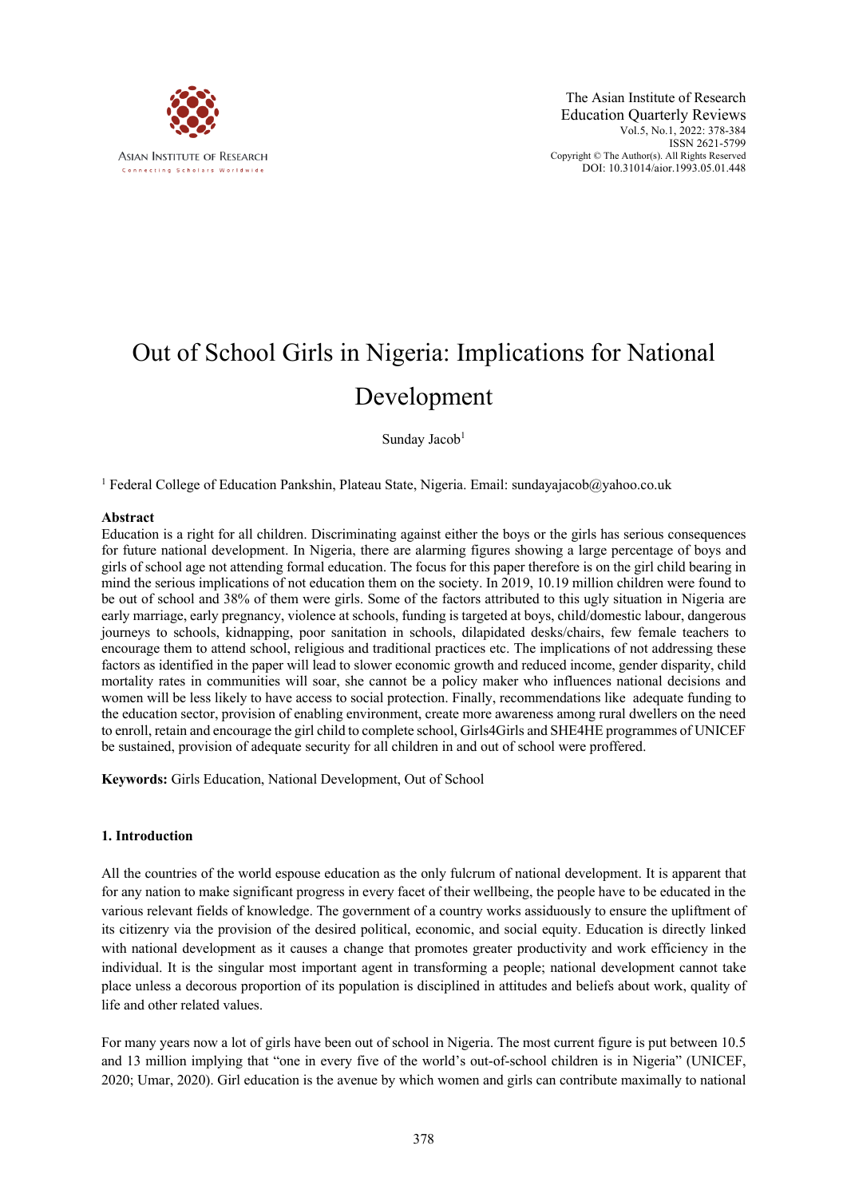# Out of School Girls in Nigeria: Implications for National Development

Sunday Jacob[1]

[1] Federal College of Education Pankshin, Plateau State, Nigeria. Email: sundayajacob@yahoo.co.uk

## Abstract

Education is a right for all children. Discriminating against either the boys or the girls has serious consequences for future national development. In Nigeria, there are alarming figures showing a large percentage of boys and girls of school age not attending formal education. The focus for this paper therefore is on the girl child bearing in mind the serious implications of not education them on the society. In 2019, 10.19 million children were found to be out of school and 38% of them were girls. Some of the factors attributed to this ugly situation in Nigeria are early marriage, early pregnancy, violence at schools, funding is targeted at boys, child/domestic labour, dangerous journeys to schools, kidnapping, poor sanitation in schools, dilapidated desks/chairs, few female teachers to encourage them to attend school, religious and traditional practices etc. The implications of not addressing these factors as identified in the paper will lead to slower economic growth and reduced income, gender disparity, child mortality rates in communities will soar, she cannot be a policy maker who influences national decisions and women will be less likely to have access to social protection. Finally, recommendations like adequate funding to the education sector, provision of enabling environment, create more awareness among rural dwellers on the need to enroll, retain and encourage the girl child to complete school, Girls4Girls and SHE4HE programmes of UNICEF be sustained, provision of adequate security for all children in and out of school were proffered.

**Keywords:** Girls Education, National Development, Out of School

## 1. Introduction

All the countries of the world espouse education as the only fulcrum of national development. It is apparent that for any nation to make significant progress in every facet of their wellbeing, the people have to be educated in the various relevant fields of knowledge. The government of a country works assiduously to ensure the upliftment of its citizenry via the provision of the desired political, economic, and social equity. Education is directly linked with national development as it causes a change that promotes greater productivity and work efficiency in the individual. It is the singular most important agent in transforming a people; national development cannot take place unless a decorous proportion of its population is disciplined in attitudes and beliefs about work, quality of life and other related values.

For many years now a lot of girls have been out of school in Nigeria. The most current figure is put between 10.5 and 13 million implying that "one in every five of the world's out-of-school children is in Nigeria" (UNICEF, 2020; Umar, 2020). Girl education is the avenue by which women and girls can contribute maximally to national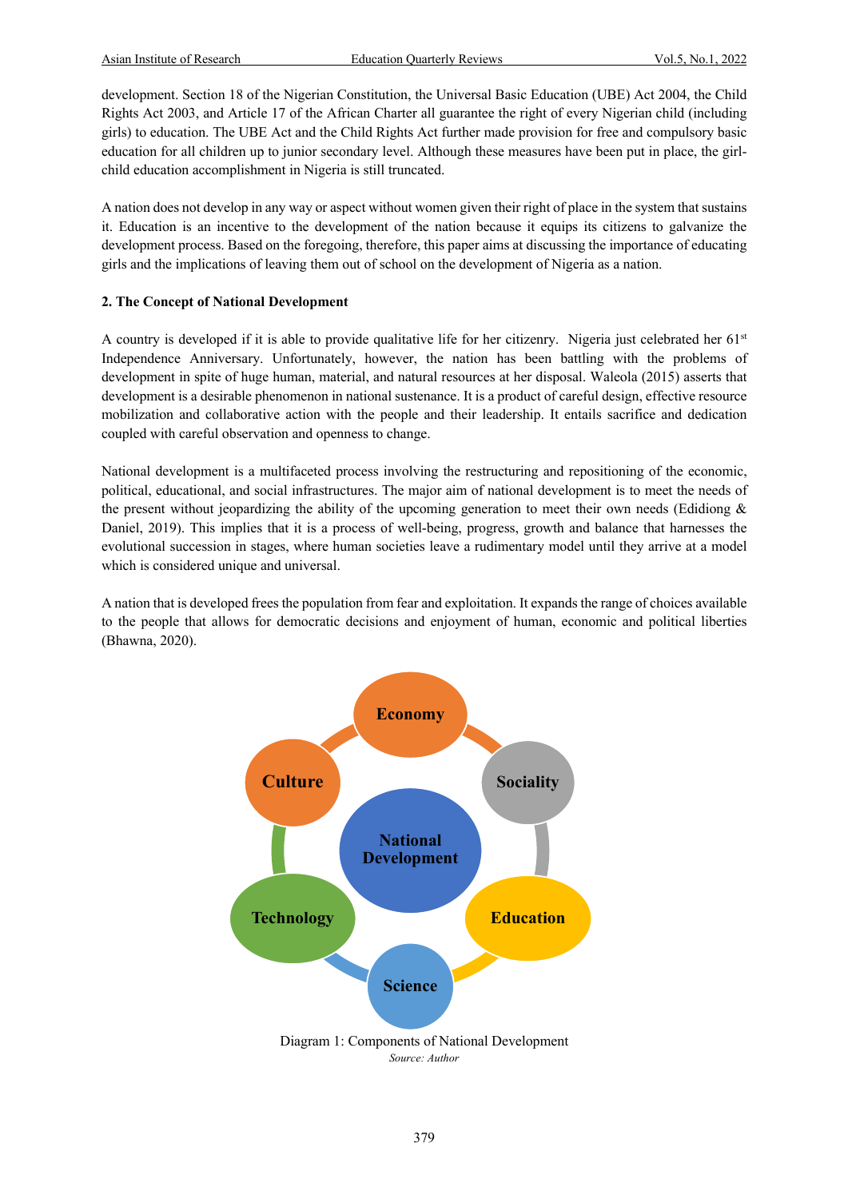development. Section 18 of the Nigerian Constitution, the Universal Basic Education (UBE) Act 2004, the Child Rights Act 2003, and Article 17 of the African Charter all guarantee the right of every Nigerian child (including girls) to education. The UBE Act and the Child Rights Act further made provision for free and compulsory basic education for all children up to junior secondary level. Although these measures have been put in place, the girl-child education accomplishment in Nigeria is still truncated.

A nation does not develop in any way or aspect without women given their right of place in the system that sustains it. Education is an incentive to the development of the nation because it equips its citizens to galvanize the development process. Based on the foregoing, therefore, this paper aims at discussing the importance of educating girls and the implications of leaving them out of school on the development of Nigeria as a nation.

## 2. The Concept of National Development

A country is developed if it is able to provide qualitative life for her citizenry. Nigeria just celebrated her 61st Independence Anniversary. Unfortunately, however, the nation has been battling with the problems of development in spite of huge human, material, and natural resources at her disposal. Waleola (2015) asserts that development is a desirable phenomenon in national sustenance. It is a product of careful design, effective resource mobilization and collaborative action with the people and their leadership. It entails sacrifice and dedication coupled with careful observation and openness to change.

National development is a multifaceted process involving the restructuring and repositioning of the economic, political, educational, and social infrastructures. The major aim of national development is to meet the needs of the present without jeopardizing the ability of the upcoming generation to meet their own needs (Edidiong & Daniel, 2019). This implies that it is a process of well-being, progress, growth and balance that harnesses the evolutional succession in stages, where human societies leave a rudimentary model until they arrive at a model which is considered unique and universal.

A nation that is developed frees the population from fear and exploitation. It expands the range of choices available to the people that allows for democratic decisions and enjoyment of human, economic and political liberties (Bhawna, 2020).

National Development

Economy

Sociality

Education

Science

Technology

Culture

Diagram 1: Components of National Development

*Source: Author*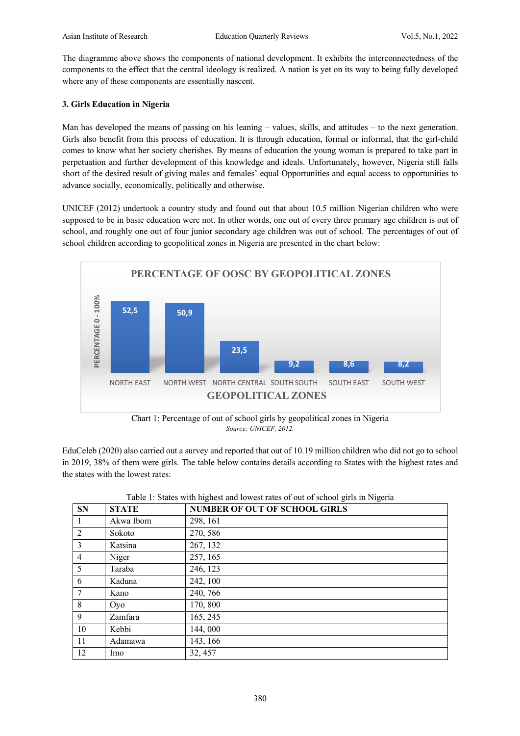The diagramme above shows the components of national development. It exhibits the interconnectedness of the components to the effect that the central ideology is realized. A nation is yet on its way to being fully developed where any of these components are essentially nascent.

### 3. Girls Education in Nigeria

Man has developed the means of passing on his leaning – values, skills, and attitudes – to the next generation. Girls also benefit from this process of education. It is through education, formal or informal, that the girl-child comes to know what her society cherishes. By means of education the young woman is prepared to take part in perpetuation and further development of this knowledge and ideals. Unfortunately, however, Nigeria still falls short of the desired result of giving males and females' equal Opportunities and equal access to opportunities to advance socially, economically, politically and otherwise.

UNICEF (2012) undertook a country study and found out that about 10.5 million Nigerian children who were supposed to be in basic education were not. In other words, one out of every three primary age children is out of school, and roughly one out of four junior secondary age children was out of school. The percentages of out of school children according to geopolitical zones in Nigeria are presented in the chart below:

**PERCENTAGE OF OOSC BY GEOPOLITICAL ZONES**

| GEOPOLITICAL ZONES | PERCENTAGE 0 - 100% |
|---|---|
| NORTH EAST | 52,5 |
| NORTH WEST | 50,9 |
| NORTH CENTRAL | 23,5 |
| SOUTH SOUTH | 9,2 |
| SOUTH EAST | 8,6 |
| SOUTH WEST | 8,2 |

Chart 1: Percentage of out of school girls by geopolitical zones in Nigeria

*Source: UNICEF, 2012.*

EduCeleb (2020) also carried out a survey and reported that out of 10.19 million children who did not go to school in 2019, 38% of them were girls. The table below contains details according to States with the highest rates and the states with the lowest rates:

Table 1: States with highest and lowest rates of out of school girls in Nigeria

| SN | STATE | NUMBER OF OUT OF SCHOOL GIRLS |
|---|---|---|
| 1 | Akwa Ibom | 298, 161 |
| 2 | Sokoto | 270, 586 |
| 3 | Katsina | 267, 132 |
| 4 | Niger | 257, 165 |
| 5 | Taraba | 246, 123 |
| 6 | Kaduna | 242, 100 |
| 7 | Kano | 240, 766 |
| 8 | Oyo | 170, 800 |
| 9 | Zamfara | 165, 245 |
| 10 | Kebbi | 144, 000 |
| 11 | Adamawa | 143, 166 |
| 12 | Imo | 32, 457 |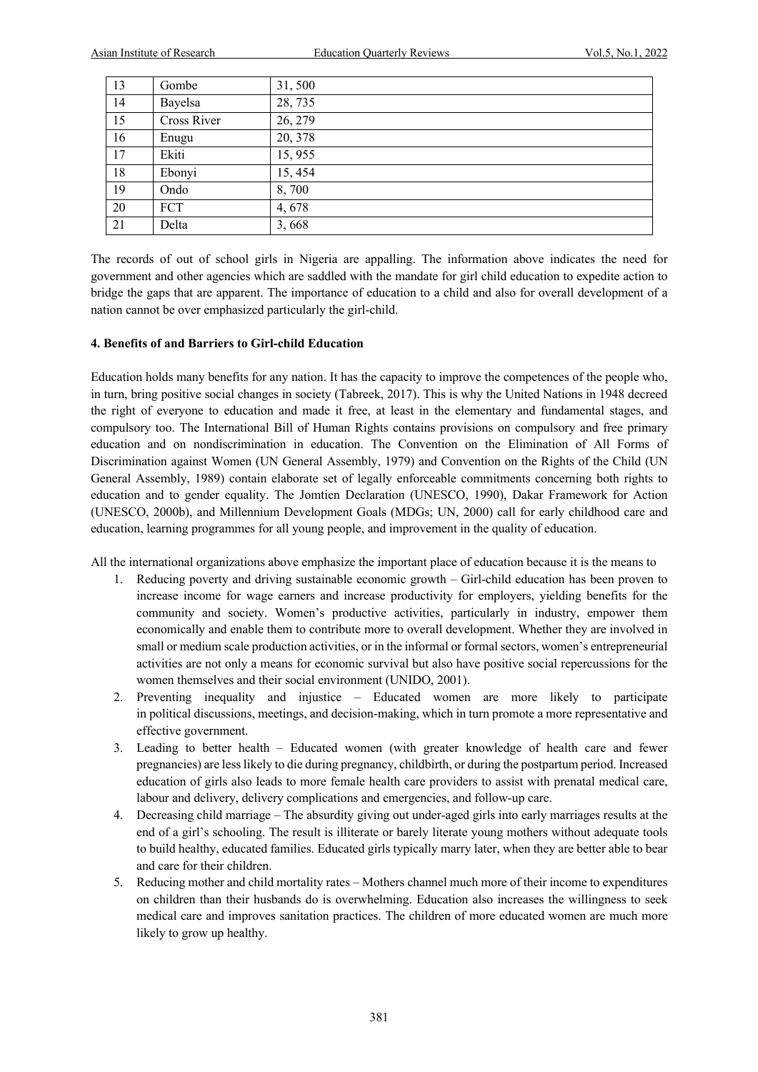| 13 | Gombe | 31, 500 |
|---|---|---|
| 14 | Bayelsa | 28, 735 |
| 15 | Cross River | 26, 279 |
| 16 | Enugu | 20, 378 |
| 17 | Ekiti | 15, 955 |
| 18 | Ebonyi | 15, 454 |
| 19 | Ondo | 8, 700 |
| 20 | FCT | 4, 678 |
| 21 | Delta | 3, 668 |

The records of out of school girls in Nigeria are appalling. The information above indicates the need for government and other agencies which are saddled with the mandate for girl child education to expedite action to bridge the gaps that are apparent. The importance of education to a child and also for overall development of a nation cannot be over emphasized particularly the girl-child.

### 4. Benefits of and Barriers to Girl-child Education

Education holds many benefits for any nation. It has the capacity to improve the competences of the people who, in turn, bring positive social changes in society (Tabreek, 2017). This is why the United Nations in 1948 decreed the right of everyone to education and made it free, at least in the elementary and fundamental stages, and compulsory too. The International Bill of Human Rights contains provisions on compulsory and free primary education and on nondiscrimination in education. The Convention on the Elimination of All Forms of Discrimination against Women (UN General Assembly, 1979) and Convention on the Rights of the Child (UN General Assembly, 1989) contain elaborate set of legally enforceable commitments concerning both rights to education and to gender equality. The Jomtien Declaration (UNESCO, 1990), Dakar Framework for Action (UNESCO, 2000b), and Millennium Development Goals (MDGs; UN, 2000) call for early childhood care and education, learning programmes for all young people, and improvement in the quality of education.

All the international organizations above emphasize the important place of education because it is the means to

1. Reducing poverty and driving sustainable economic growth – Girl-child education has been proven to increase income for wage earners and increase productivity for employers, yielding benefits for the community and society. Women's productive activities, particularly in industry, empower them economically and enable them to contribute more to overall development. Whether they are involved in small or medium scale production activities, or in the informal or formal sectors, women's entrepreneurial activities are not only a means for economic survival but also have positive social repercussions for the women themselves and their social environment (UNIDO, 2001).
2. Preventing inequality and injustice – Educated women are more likely to participate in political discussions, meetings, and decision-making, which in turn promote a more representative and effective government.
3. Leading to better health – Educated women (with greater knowledge of health care and fewer pregnancies) are less likely to die during pregnancy, childbirth, or during the postpartum period. Increased education of girls also leads to more female health care providers to assist with prenatal medical care, labour and delivery, delivery complications and emergencies, and follow-up care.
4. Decreasing child marriage – The absurdity giving out under-aged girls into early marriages results at the end of a girl's schooling. The result is illiterate or barely literate young mothers without adequate tools to build healthy, educated families. Educated girls typically marry later, when they are better able to bear and care for their children.
5. Reducing mother and child mortality rates – Mothers channel much more of their income to expenditures on children than their husbands do is overwhelming. Education also increases the willingness to seek medical care and improves sanitation practices. The children of more educated women are much more likely to grow up healthy.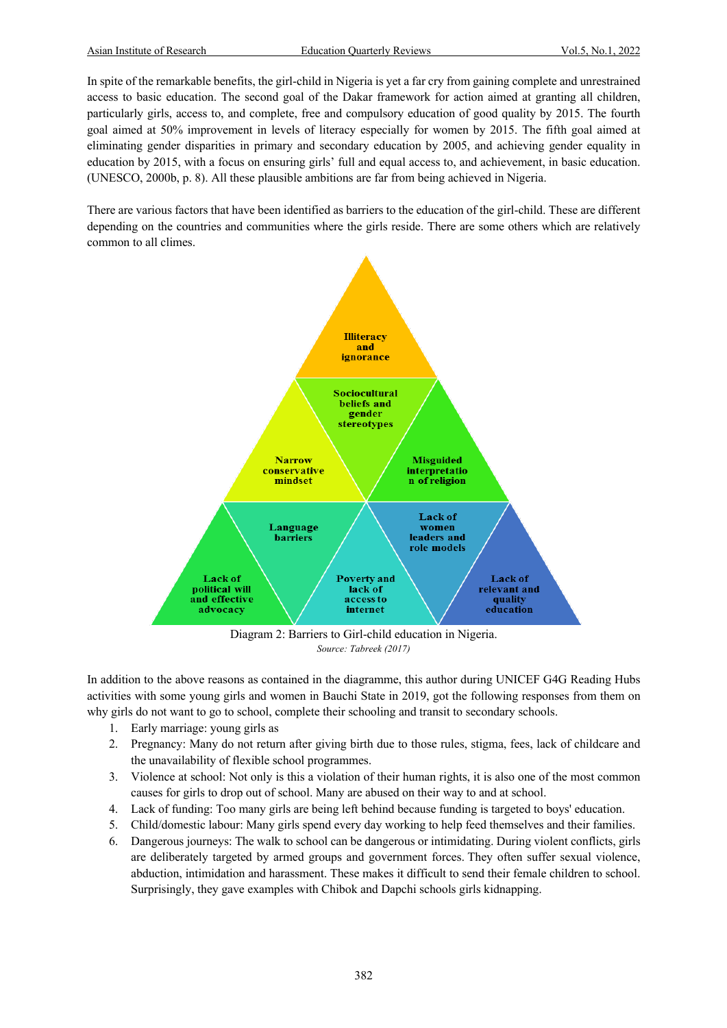In spite of the remarkable benefits, the girl-child in Nigeria is yet a far cry from gaining complete and unrestrained access to basic education. The second goal of the Dakar framework for action aimed at granting all children, particularly girls, access to, and complete, free and compulsory education of good quality by 2015. The fourth goal aimed at 50% improvement in levels of literacy especially for women by 2015. The fifth goal aimed at eliminating gender disparities in primary and secondary education by 2005, and achieving gender equality in education by 2015, with a focus on ensuring girls' full and equal access to, and achievement, in basic education. (UNESCO, 2000b, p. 8). All these plausible ambitions are far from being achieved in Nigeria.

There are various factors that have been identified as barriers to the education of the girl-child. These are different depending on the countries and communities where the girls reside. There are some others which are relatively common to all climes.

Illiteracy and ignorance

Sociocultural beliefs and gender stereotypes

Narrow conservative mindset

Misguided interpretation of religion

Language barriers

Lack of women leaders and role models

Lack of political will and effective advocacy

Poverty and lack of access to internet

Lack of relevant and quality education

Diagram 2: Barriers to Girl-child education in Nigeria.
*Source: Tabreek (2017)*

In addition to the above reasons as contained in the diagramme, this author during UNICEF G4G Reading Hubs activities with some young girls and women in Bauchi State in 2019, got the following responses from them on why girls do not want to go to school, complete their schooling and transit to secondary schools.

1. Early marriage: young girls as
2. Pregnancy: Many do not return after giving birth due to those rules, stigma, fees, lack of childcare and the unavailability of flexible school programmes.
3. Violence at school: Not only is this a violation of their human rights, it is also one of the most common causes for girls to drop out of school. Many are abused on their way to and at school.
4. Lack of funding: Too many girls are being left behind because funding is targeted to boys' education.
5. Child/domestic labour: Many girls spend every day working to help feed themselves and their families.
6. Dangerous journeys: The walk to school can be dangerous or intimidating. During violent conflicts, girls are deliberately targeted by armed groups and government forces. They often suffer sexual violence, abduction, intimidation and harassment. These makes it difficult to send their female children to school. Surprisingly, they gave examples with Chibok and Dapchi schools girls kidnapping.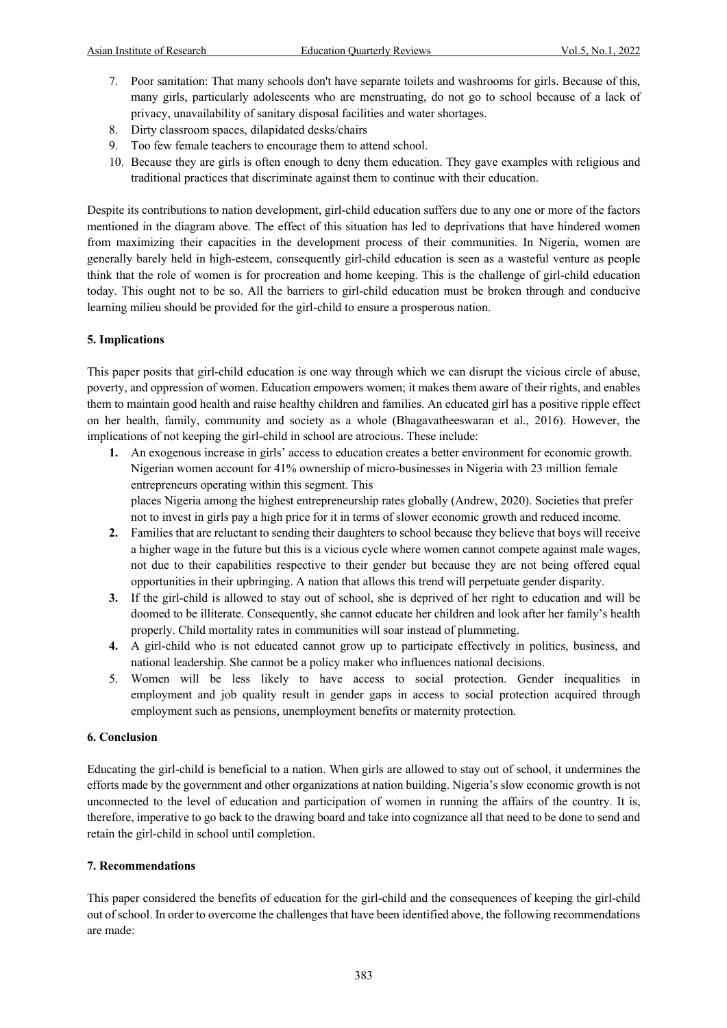7. Poor sanitation: That many schools don't have separate toilets and washrooms for girls. Because of this, many girls, particularly adolescents who are menstruating, do not go to school because of a lack of privacy, unavailability of sanitary disposal facilities and water shortages.
8. Dirty classroom spaces, dilapidated desks/chairs
9. Too few female teachers to encourage them to attend school.
10. Because they are girls is often enough to deny them education. They gave examples with religious and traditional practices that discriminate against them to continue with their education.

Despite its contributions to nation development, girl-child education suffers due to any one or more of the factors mentioned in the diagram above. The effect of this situation has led to deprivations that have hindered women from maximizing their capacities in the development process of their communities. In Nigeria, women are generally barely held in high-esteem, consequently girl-child education is seen as a wasteful venture as people think that the role of women is for procreation and home keeping. This is the challenge of girl-child education today. This ought not to be so. All the barriers to girl-child education must be broken through and conducive learning milieu should be provided for the girl-child to ensure a prosperous nation.

## 5. Implications

This paper posits that girl-child education is one way through which we can disrupt the vicious circle of abuse, poverty, and oppression of women. Education empowers women; it makes them aware of their rights, and enables them to maintain good health and raise healthy children and families. An educated girl has a positive ripple effect on her health, family, community and society as a whole (Bhagavatheeswaran et al., 2016). However, the implications of not keeping the girl-child in school are atrocious. These include:

1. An exogenous increase in girls' access to education creates a better environment for economic growth. Nigerian women account for 41% ownership of micro-businesses in Nigeria with 23 million female entrepreneurs operating within this segment. This
   places Nigeria among the highest entrepreneurship rates globally (Andrew, 2020). Societies that prefer not to invest in girls pay a high price for it in terms of slower economic growth and reduced income.
2. Families that are reluctant to sending their daughters to school because they believe that boys will receive a higher wage in the future but this is a vicious cycle where women cannot compete against male wages, not due to their capabilities respective to their gender but because they are not being offered equal opportunities in their upbringing. A nation that allows this trend will perpetuate gender disparity.
3. If the girl-child is allowed to stay out of school, she is deprived of her right to education and will be doomed to be illiterate. Consequently, she cannot educate her children and look after her family's health properly. Child mortality rates in communities will soar instead of plummeting.
4. A girl-child who is not educated cannot grow up to participate effectively in politics, business, and national leadership. She cannot be a policy maker who influences national decisions.
5. Women will be less likely to have access to social protection. Gender inequalities in employment and job quality result in gender gaps in access to social protection acquired through employment such as pensions, unemployment benefits or maternity protection.

## 6. Conclusion

Educating the girl-child is beneficial to a nation. When girls are allowed to stay out of school, it undermines the efforts made by the government and other organizations at nation building. Nigeria's slow economic growth is not unconnected to the level of education and participation of women in running the affairs of the country. It is, therefore, imperative to go back to the drawing board and take into cognizance all that need to be done to send and retain the girl-child in school until completion.

## 7. Recommendations

This paper considered the benefits of education for the girl-child and the consequences of keeping the girl-child out of school. In order to overcome the challenges that have been identified above, the following recommendations are made: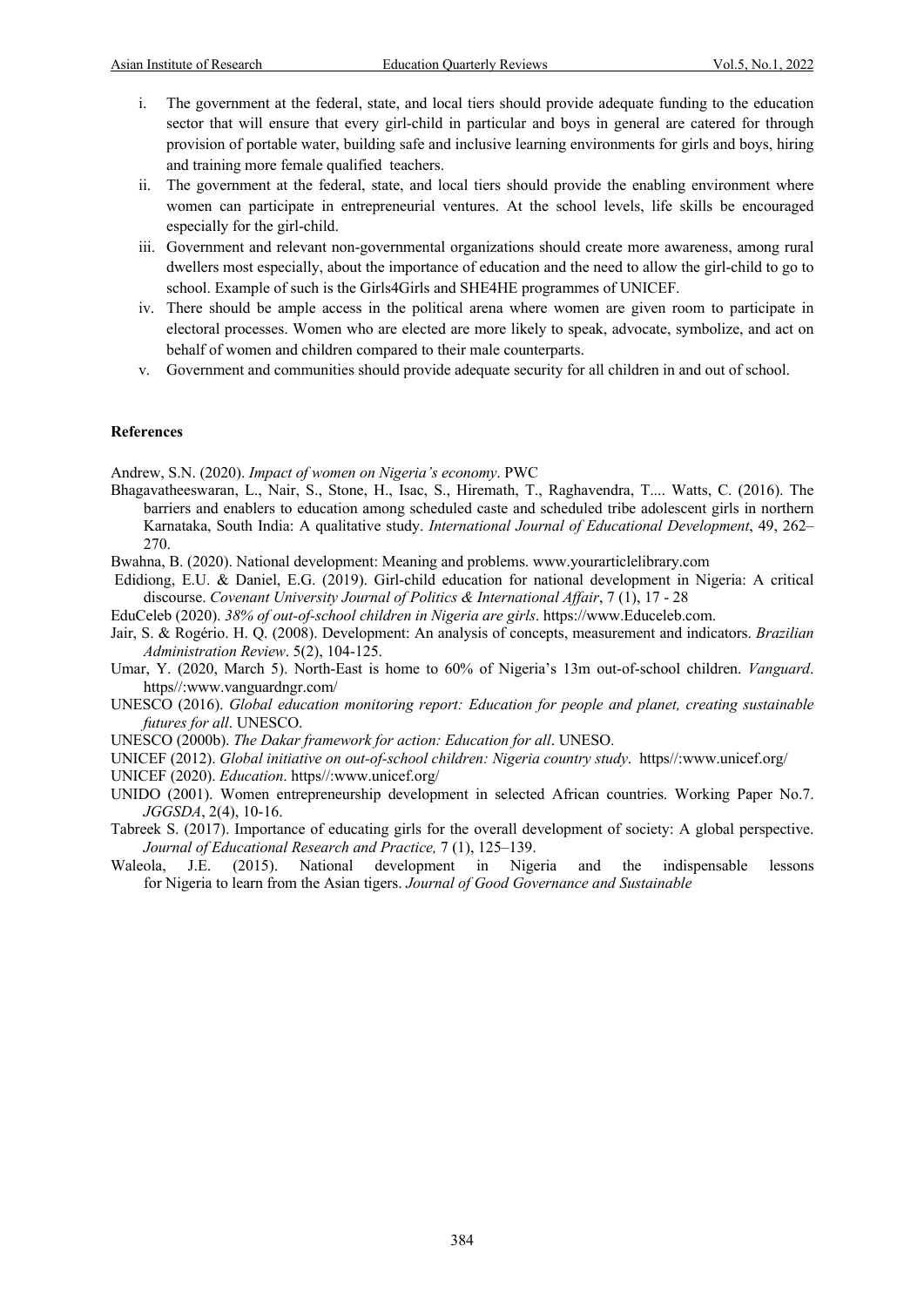i. The government at the federal, state, and local tiers should provide adequate funding to the education sector that will ensure that every girl-child in particular and boys in general are catered for through provision of portable water, building safe and inclusive learning environments for girls and boys, hiring and training more female qualified teachers.
ii. The government at the federal, state, and local tiers should provide the enabling environment where women can participate in entrepreneurial ventures. At the school levels, life skills be encouraged especially for the girl-child.
iii. Government and relevant non-governmental organizations should create more awareness, among rural dwellers most especially, about the importance of education and the need to allow the girl-child to go to school. Example of such is the Girls4Girls and SHE4HE programmes of UNICEF.
iv. There should be ample access in the political arena where women are given room to participate in electoral processes. Women who are elected are more likely to speak, advocate, symbolize, and act on behalf of women and children compared to their male counterparts.
v. Government and communities should provide adequate security for all children in and out of school.

**References**

Andrew, S.N. (2020). *Impact of women on Nigeria's economy*. PWC

Bhagavatheeswaran, L., Nair, S., Stone, H., Isac, S., Hiremath, T., Raghavendra, T.... Watts, C. (2016). The barriers and enablers to education among scheduled caste and scheduled tribe adolescent girls in northern Karnataka, South India: A qualitative study. *International Journal of Educational Development*, 49, 262–270.

Bwahna, B. (2020). National development: Meaning and problems. www.yourarticlelibrary.com

Edidiong, E.U. & Daniel, E.G. (2019). Girl-child education for national development in Nigeria: A critical discourse. *Covenant University Journal of Politics & International Affair*, 7 (1), 17 - 28

EduCeleb (2020). *38% of out-of-school children in Nigeria are girls*. https://www.Educeleb.com.

Jair, S. & Rogério. H. Q. (2008). Development: An analysis of concepts, measurement and indicators. *Brazilian Administration Review*. 5(2), 104-125.

Umar, Y. (2020, March 5). North-East is home to 60% of Nigeria's 13m out-of-school children. *Vanguard*. https//:www.vanguardngr.com/

UNESCO (2016). *Global education monitoring report: Education for people and planet, creating sustainable futures for all*. UNESCO.

UNESCO (2000b). *The Dakar framework for action: Education for all*. UNESO.

UNICEF (2012). *Global initiative on out-of-school children: Nigeria country study*. https//:www.unicef.org/

UNICEF (2020). *Education*. https//:www.unicef.org/

UNIDO (2001). Women entrepreneurship development in selected African countries. Working Paper No.7. *JGGSDA*, 2(4), 10-16.

Tabreek S. (2017). Importance of educating girls for the overall development of society: A global perspective. *Journal of Educational Research and Practice,* 7 (1), 125–139.

Waleola, J.E. (2015). National development in Nigeria and the indispensable lessons for Nigeria to learn from the Asian tigers. *Journal of Good Governance and Sustainable*